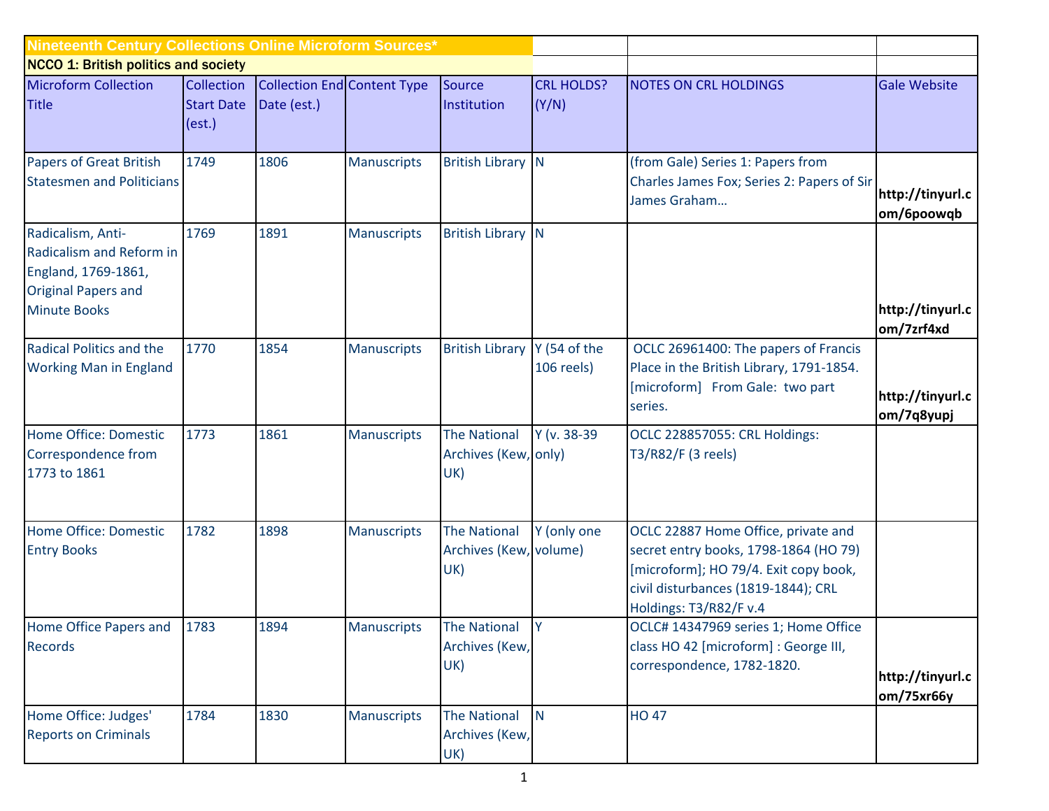## Nineteenth Century Collections Online Microform Sources*

### NCCO 1: British politics and society

| Microform Collection Title | Collection Start Date (est.) | Collection End Date (est.) | Content Type | Source Institution | CRL HOLDS? (Y/N) | NOTES ON CRL HOLDINGS | Gale Website |
|---|---|---|---|---|---|---|---|
| Papers of Great British Statesmen and Politicians | 1749 | 1806 | Manuscripts | British Library | N | (from Gale) Series 1: Papers from Charles James Fox; Series 2: Papers of Sir James Graham… | **http://tinyurl.com/6poowqb** |
| Radicalism, Anti-Radicalism and Reform in England, 1769-1861, Original Papers and Minute Books | 1769 | 1891 | Manuscripts | British Library | N | | **http://tinyurl.com/7zrf4xd** |
| Radical Politics and the Working Man in England | 1770 | 1854 | Manuscripts | British Library | Y (54 of the 106 reels) | OCLC 26961400: The papers of Francis Place in the British Library, 1791-1854. [microform] From Gale: two part series. | **http://tinyurl.com/7q8yupj** |
| Home Office: Domestic Correspondence from 1773 to 1861 | 1773 | 1861 | Manuscripts | The National Archives (Kew, UK) | Y (v. 38-39 only) | OCLC 228857055: CRL Holdings: T3/R82/F (3 reels) | |
| Home Office: Domestic Entry Books | 1782 | 1898 | Manuscripts | The National Archives (Kew, UK) | Y (only one volume) | OCLC 22887 Home Office, private and secret entry books, 1798-1864 (HO 79) [microform]; HO 79/4. Exit copy book, civil disturbances (1819-1844); CRL Holdings: T3/R82/F v.4 | |
| Home Office Papers and Records | 1783 | 1894 | Manuscripts | The National Archives (Kew, UK) | Y | OCLC# 14347969 series 1; Home Office class HO 42 [microform] : George III, correspondence, 1782-1820. | **http://tinyurl.com/75xr66y** |
| Home Office: Judges' Reports on Criminals | 1784 | 1830 | Manuscripts | The National Archives (Kew, UK) | N | HO 47 | |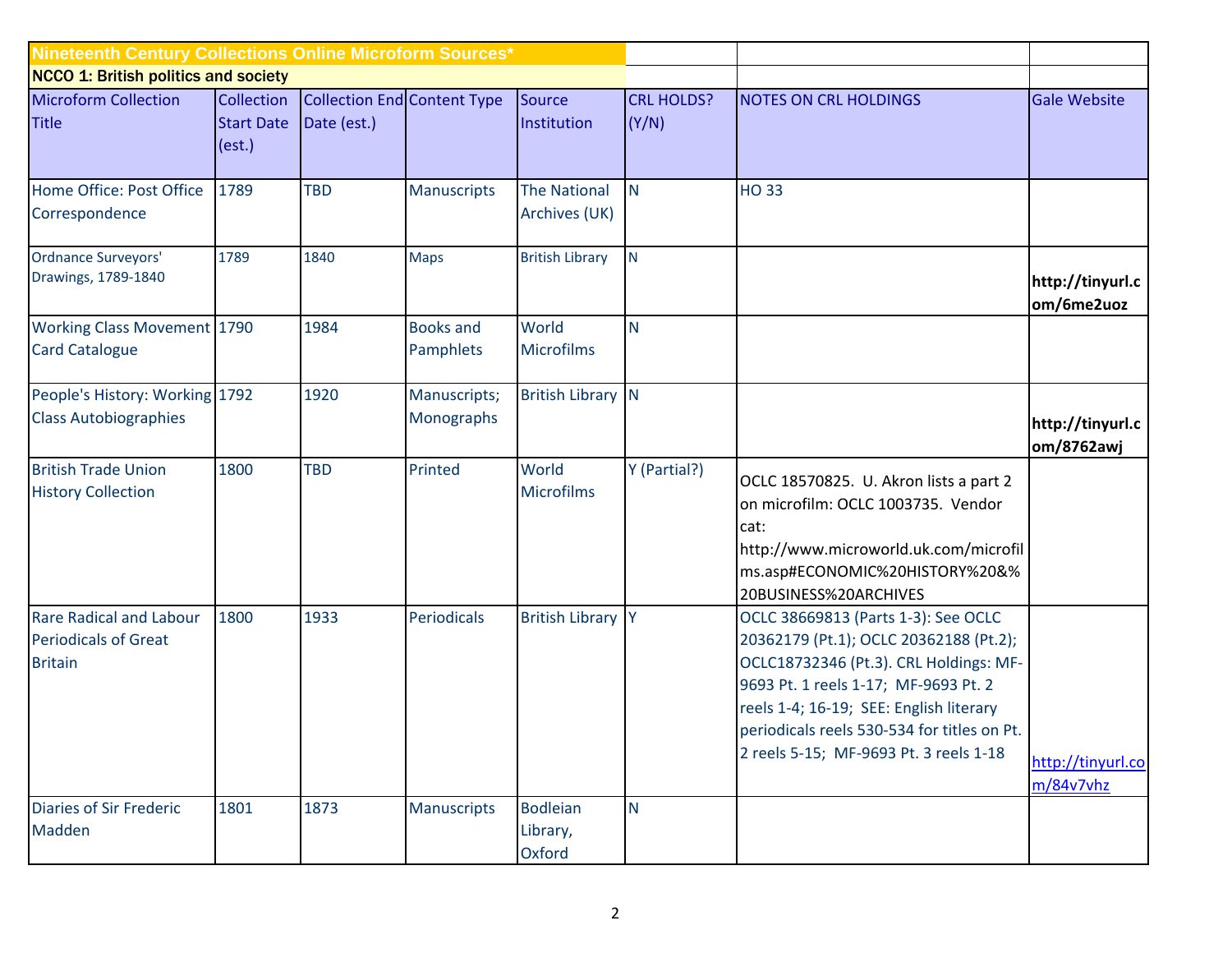| Nineteenth Century Collections Online Microform Sources* | | | | | | | |
|---|---|---|---|---|---|---|---|
| NCCO 1: British politics and society | | | | | | | |
| Microform Collection Title | Collection Start Date (est.) | Collection End Date (est.) | Content Type | Source Institution | CRL HOLDS? (Y/N) | NOTES ON CRL HOLDINGS | Gale Website |
| Home Office: Post Office Correspondence | 1789 | TBD | Manuscripts | The National Archives (UK) | N | HO 33 | |
| Ordnance Surveyors' Drawings, 1789-1840 | 1789 | 1840 | Maps | British Library | N | | **http://tinyurl.com/6me2uoz** |
| Working Class Movement Card Catalogue | 1790 | 1984 | Books and Pamphlets | World Microfilms | N | | |
| People's History: Working Class Autobiographies | 1792 | 1920 | Manuscripts; Monographs | British Library | N | | **http://tinyurl.com/8762awj** |
| British Trade Union History Collection | 1800 | TBD | Printed | World Microfilms | Y (Partial?) | OCLC 18570825. U. Akron lists a part 2 on microfilm: OCLC 1003735. Vendor cat: http://www.microworld.uk.com/microfilms.asp#ECONOMIC%20HISTORY%20&%20BUSINESS%20ARCHIVES | |
| Rare Radical and Labour Periodicals of Great Britain | 1800 | 1933 | Periodicals | British Library | Y | OCLC 38669813 (Parts 1-3): See OCLC 20362179 (Pt.1); OCLC 20362188 (Pt.2); OCLC18732346 (Pt.3). CRL Holdings: MF-9693 Pt. 1 reels 1-17; MF-9693 Pt. 2 reels 1-4; 16-19; SEE: English literary periodicals reels 530-534 for titles on Pt. 2 reels 5-15; MF-9693 Pt. 3 reels 1-18 | http://tinyurl.com/84v7vhz |
| Diaries of Sir Frederic Madden | 1801 | 1873 | Manuscripts | Bodleian Library, Oxford | N | | |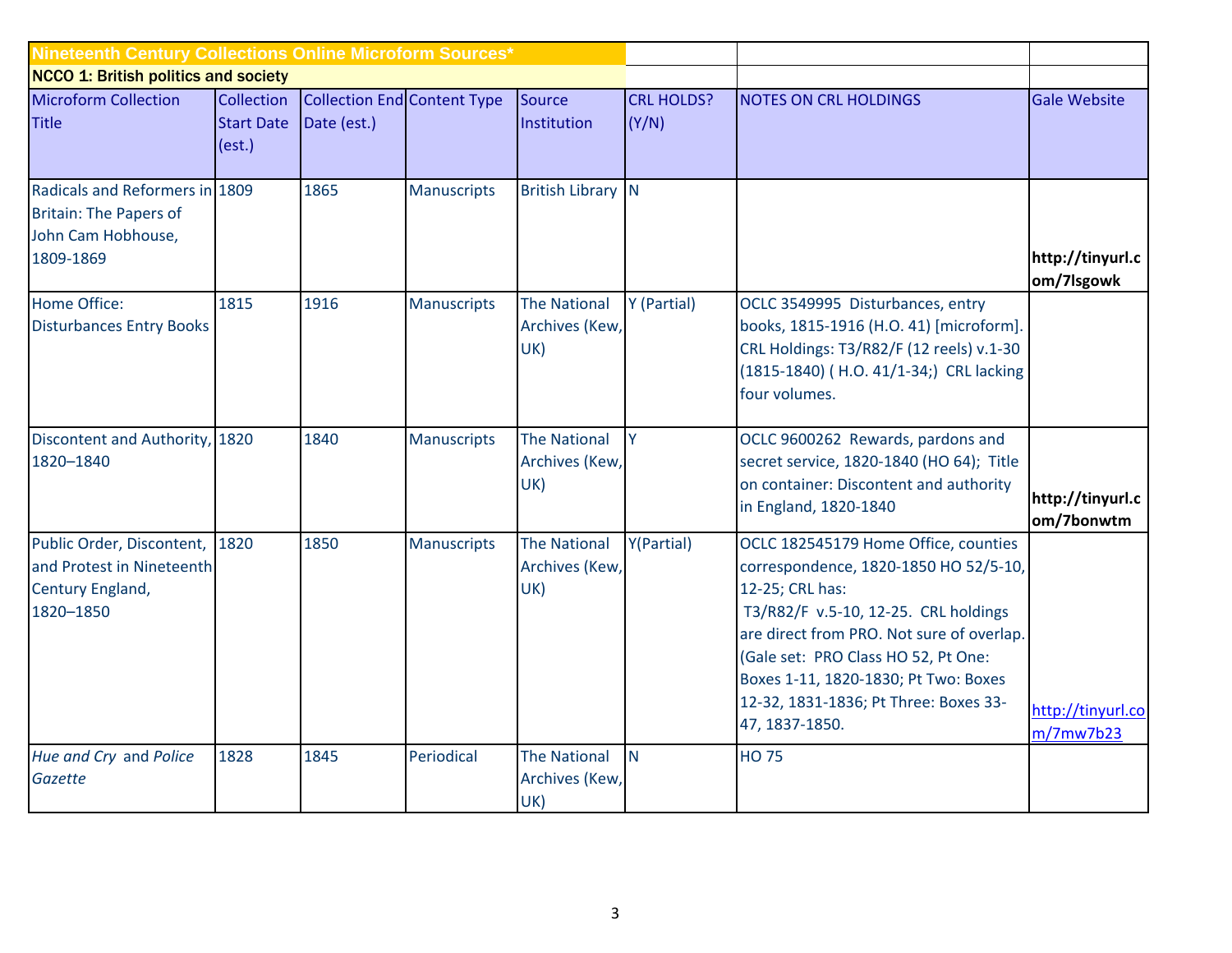| Nineteenth Century Collections Online Microform Sources* | | | | | | | |
|---|---|---|---|---|---|---|---|
| NCCO 1: British politics and society | | | | | | | |
| Microform Collection Title | Collection Start Date (est.) | Collection End Date (est.) | Content Type | Source Institution | CRL HOLDS? (Y/N) | NOTES ON CRL HOLDINGS | Gale Website |
| Radicals and Reformers in Britain: The Papers of John Cam Hobhouse, 1809-1869 | 1809 | 1865 | Manuscripts | British Library | N | | **http://tinyurl.com/7lsgowk** |
| Home Office: Disturbances Entry Books | 1815 | 1916 | Manuscripts | The National Archives (Kew, UK) | Y (Partial) | OCLC 3549995 Disturbances, entry books, 1815-1916 (H.O. 41) [microform]. CRL Holdings: T3/R82/F (12 reels) v.1-30 (1815-1840) ( H.O. 41/1-34;) CRL lacking four volumes. | |
| Discontent and Authority, 1820–1840 | 1820 | 1840 | Manuscripts | The National Archives (Kew, UK) | Y | OCLC 9600262 Rewards, pardons and secret service, 1820-1840 (HO 64); Title on container: Discontent and authority in England, 1820-1840 | **http://tinyurl.com/7bonwtm** |
| Public Order, Discontent, and Protest in Nineteenth Century England, 1820–1850 | 1820 | 1850 | Manuscripts | The National Archives (Kew, UK) | Y(Partial) | OCLC 182545179 Home Office, counties correspondence, 1820-1850 HO 52/5-10, 12-25; CRL has: T3/R82/F v.5-10, 12-25. CRL holdings are direct from PRO. Not sure of overlap. (Gale set: PRO Class HO 52, Pt One: Boxes 1-11, 1820-1830; Pt Two: Boxes 12-32, 1831-1836; Pt Three: Boxes 33-47, 1837-1850. | http://tinyurl.com/7mw7b23 |
| *Hue and Cry* and *Police Gazette* | 1828 | 1845 | Periodical | The National Archives (Kew, UK) | N | HO 75 | |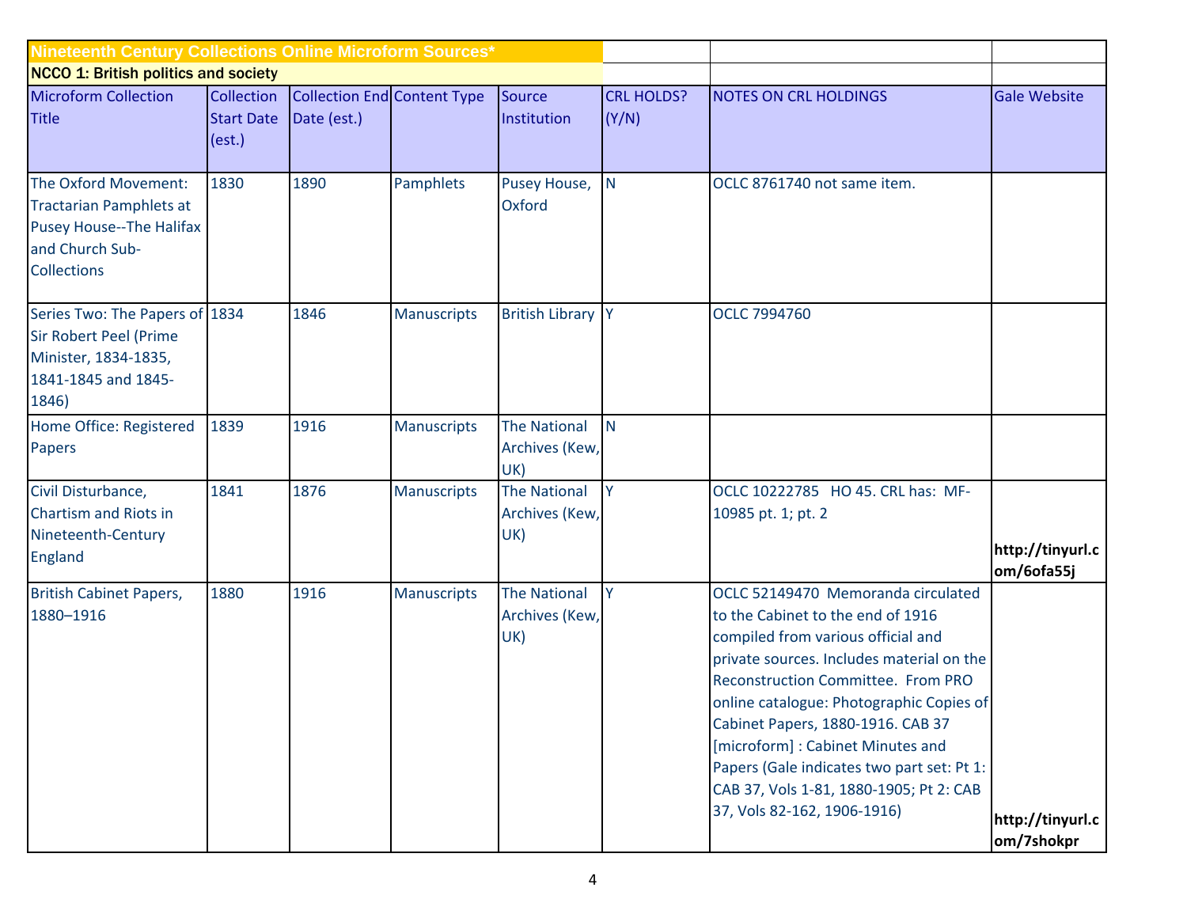| Nineteenth Century Collections Online Microform Sources* | | | | | | | |
|---|---|---|---|---|---|---|---|
| NCCO 1: British politics and society | | | | | | | |
| Microform Collection Title | Collection Start Date (est.) | Collection End Date (est.) | Content Type | Source Institution | CRL HOLDS? (Y/N) | NOTES ON CRL HOLDINGS | Gale Website |
| The Oxford Movement: Tractarian Pamphlets at Pusey House--The Halifax and Church Sub-Collections | 1830 | 1890 | Pamphlets | Pusey House, Oxford | N | OCLC 8761740 not same item. | |
| Series Two: The Papers of Sir Robert Peel (Prime Minister, 1834-1835, 1841-1845 and 1845-1846) | 1834 | 1846 | Manuscripts | British Library | Y | OCLC 7994760 | |
| Home Office: Registered Papers | 1839 | 1916 | Manuscripts | The National Archives (Kew, UK) | N | | |
| Civil Disturbance, Chartism and Riots in Nineteenth-Century England | 1841 | 1876 | Manuscripts | The National Archives (Kew, UK) | Y | OCLC 10222785 HO 45. CRL has: MF-10985 pt. 1; pt. 2 | **http://tinyurl.com/6ofa55j** |
| British Cabinet Papers, 1880–1916 | 1880 | 1916 | Manuscripts | The National Archives (Kew, UK) | Y | OCLC 52149470 Memoranda circulated to the Cabinet to the end of 1916 compiled from various official and private sources. Includes material on the Reconstruction Committee. From PRO online catalogue: Photographic Copies of Cabinet Papers, 1880-1916. CAB 37 [microform] : Cabinet Minutes and Papers (Gale indicates two part set: Pt 1: CAB 37, Vols 1-81, 1880-1905; Pt 2: CAB 37, Vols 82-162, 1906-1916) | **http://tinyurl.com/7shokpr** |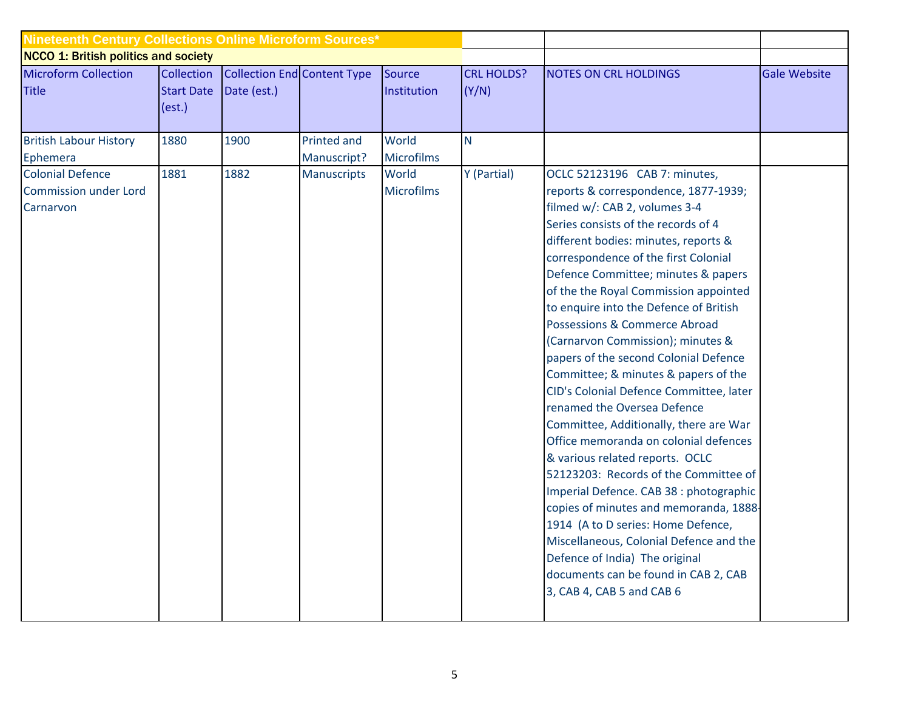| Nineteenth Century Collections Online Microform Sources* | | | | | | | |
|---|---|---|---|---|---|---|---|
| NCCO 1: British politics and society | | | | | | | |
| Microform Collection Title | Collection Start Date (est.) | Collection End Date (est.) | Content Type | Source Institution | CRL HOLDS? (Y/N) | NOTES ON CRL HOLDINGS | Gale Website |
| British Labour History Ephemera | 1880 | 1900 | Printed and Manuscript? | World Microfilms | N | | |
| Colonial Defence Commission under Lord Carnarvon | 1881 | 1882 | Manuscripts | World Microfilms | Y (Partial) | OCLC 52123196 CAB 7: minutes, reports & correspondence, 1877-1939; filmed w/: CAB 2, volumes 3-4 Series consists of the records of 4 different bodies: minutes, reports & correspondence of the first Colonial Defence Committee; minutes & papers of the the Royal Commission appointed to enquire into the Defence of British Possessions & Commerce Abroad (Carnarvon Commission); minutes & papers of the second Colonial Defence Committee; & minutes & papers of the CID's Colonial Defence Committee, later renamed the Oversea Defence Committee, Additionally, there are War Office memoranda on colonial defences & various related reports. OCLC 52123203: Records of the Committee of Imperial Defence. CAB 38 : photographic copies of minutes and memoranda, 1888-1914 (A to D series: Home Defence, Miscellaneous, Colonial Defence and the Defence of India) The original documents can be found in CAB 2, CAB 3, CAB 4, CAB 5 and CAB 6 | |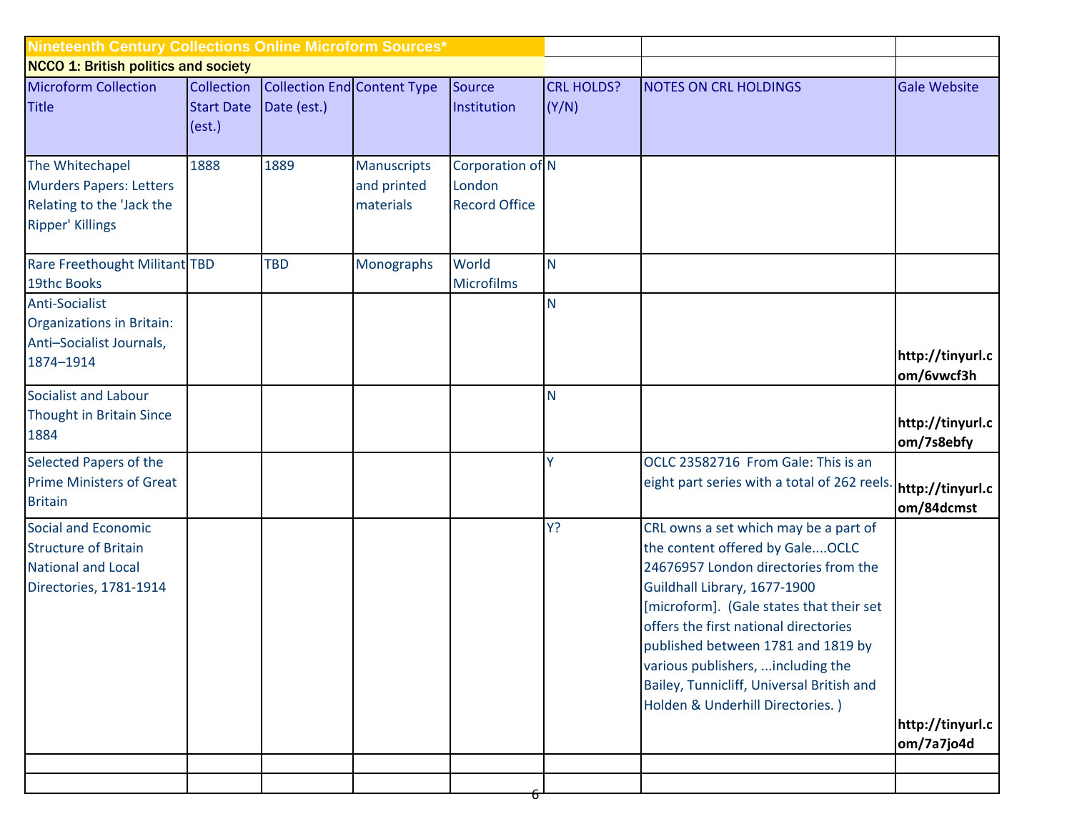| Nineteenth Century Collections Online Microform Sources* | | | | | | | |
|---|---|---|---|---|---|---|---|
| NCCO 1: British politics and society | | | | | | | |
| Microform Collection Title | Collection Start Date (est.) | Collection End Date (est.) | Content Type | Source Institution | CRL HOLDS? (Y/N) | NOTES ON CRL HOLDINGS | Gale Website |
| The Whitechapel Murders Papers: Letters Relating to the 'Jack the Ripper' Killings | 1888 | 1889 | Manuscripts and printed materials | Corporation of London Record Office | N | | |
| Rare Freethought Militant 19thc Books | TBD | TBD | Monographs | World Microfilms | N | | |
| Anti-Socialist Organizations in Britain: Anti–Socialist Journals, 1874–1914 | | | | | N | | **http://tinyurl.com/6vwcf3h** |
| Socialist and Labour Thought in Britain Since 1884 | | | | | N | | **http://tinyurl.com/7s8ebfy** |
| Selected Papers of the Prime Ministers of Great Britain | | | | | Y | OCLC 23582716 From Gale: This is an eight part series with a total of 262 reels. | **http://tinyurl.com/84dcmst** |
| Social and Economic Structure of Britain National and Local Directories, 1781-1914 | | | | | Y? | CRL owns a set which may be a part of the content offered by Gale....OCLC 24676957 London directories from the Guildhall Library, 1677-1900 [microform]. (Gale states that their set offers the first national directories published between 1781 and 1819 by various publishers, ...including the Bailey, Tunnicliff, Universal British and Holden & Underhill Directories. ) | **http://tinyurl.com/7a7jo4d** |
| | | | | | | | |
| | | | | | | | |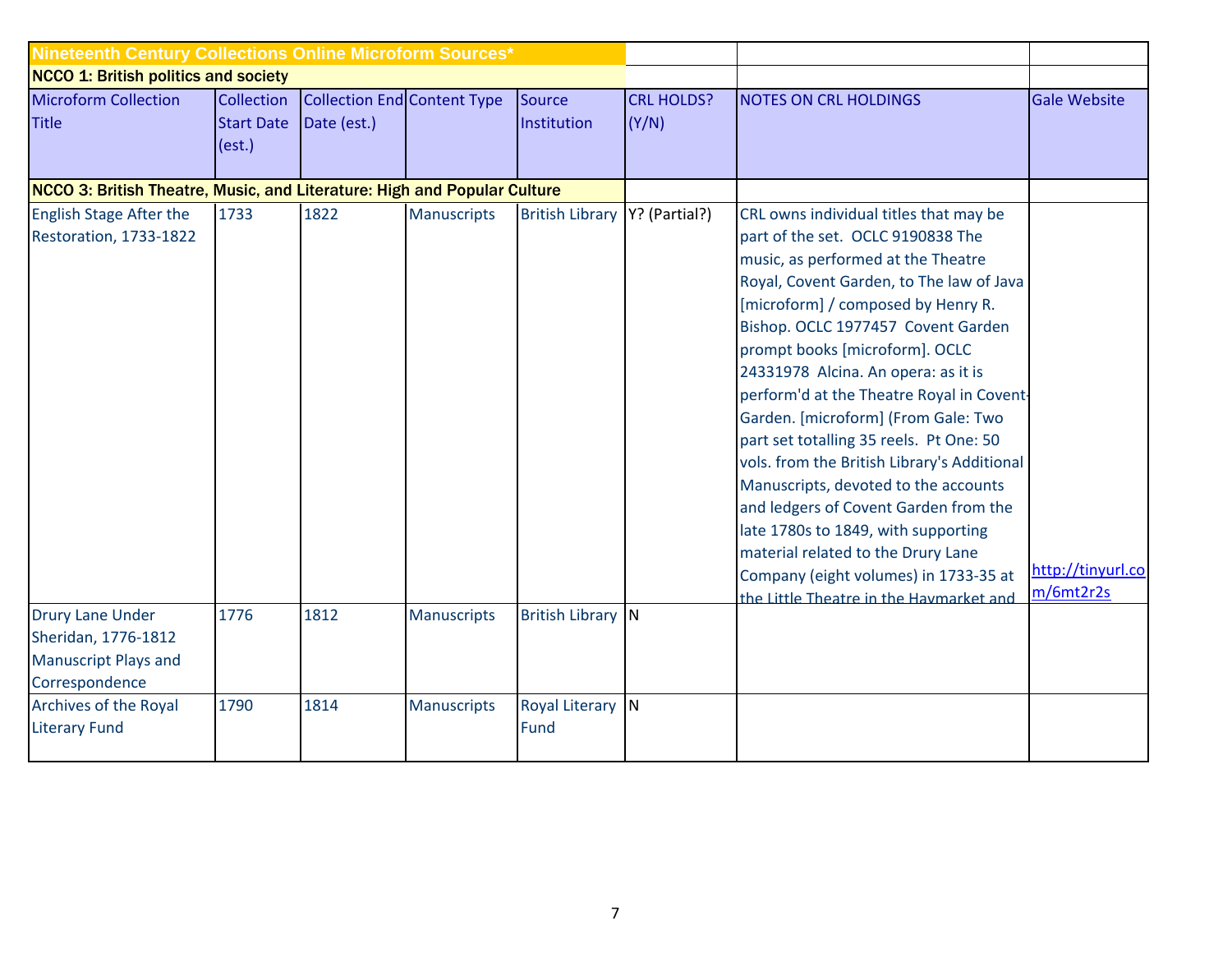| Nineteenth Century Collections Online Microform Sources* | | | | | | | |
|---|---|---|---|---|---|---|---|
| NCCO 1: British politics and society | | | | | | | |
| Microform Collection Title | Collection Start Date (est.) | Collection End Date (est.) | Content Type | Source Institution | CRL HOLDS? (Y/N) | NOTES ON CRL HOLDINGS | Gale Website |
| NCCO 3: British Theatre, Music, and Literature: High and Popular Culture | | | | | | | |
| English Stage After the Restoration, 1733-1822 | 1733 | 1822 | Manuscripts | British Library | Y? (Partial?) | CRL owns individual titles that may be part of the set. OCLC 9190838 The music, as performed at the Theatre Royal, Covent Garden, to The law of Java [microform] / composed by Henry R. Bishop. OCLC 1977457 Covent Garden prompt books [microform]. OCLC 24331978 Alcina. An opera: as it is perform'd at the Theatre Royal in Covent-Garden. [microform] (From Gale: Two part set totalling 35 reels. Pt One: 50 vols. from the British Library's Additional Manuscripts, devoted to the accounts and ledgers of Covent Garden from the late 1780s to 1849, with supporting material related to the Drury Lane Company (eight volumes) in 1733-35 at the Little Theatre in the Haymarket and | http://tinyurl.com/6mt2r2s |
| Drury Lane Under Sheridan, 1776-1812 Manuscript Plays and Correspondence | 1776 | 1812 | Manuscripts | British Library | N | | |
| Archives of the Royal Literary Fund | 1790 | 1814 | Manuscripts | Royal Literary Fund | N | | |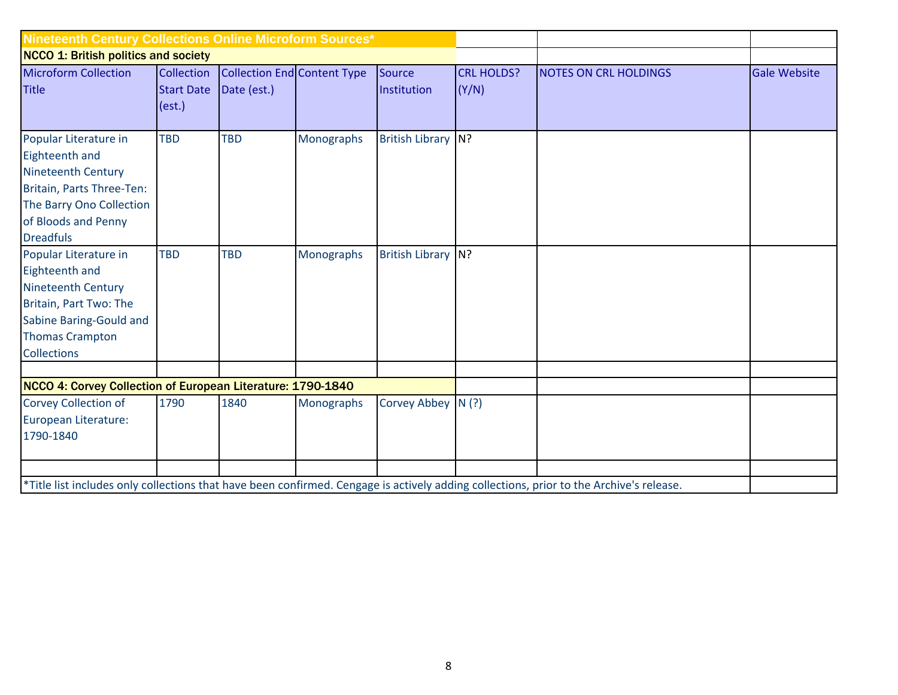| Nineteenth Century Collections Online Microform Sources* | | | | | | | |
|---|---|---|---|---|---|---|---|
| NCCO 1: British politics and society | | | | | | | |
| Microform Collection Title | Collection Start Date (est.) | Collection End Date (est.) | Content Type | Source Institution | CRL HOLDS? (Y/N) | NOTES ON CRL HOLDINGS | Gale Website |
| Popular Literature in Eighteenth and Nineteenth Century Britain, Parts Three-Ten: The Barry Ono Collection of Bloods and Penny Dreadfuls | TBD | TBD | Monographs | British Library | N? | | |
| Popular Literature in Eighteenth and Nineteenth Century Britain, Part Two: The Sabine Baring-Gould and Thomas Crampton Collections | TBD | TBD | Monographs | British Library | N? | | |
| | | | | | | | |
| NCCO 4: Corvey Collection of European Literature: 1790-1840 | | | | | | | |
| Corvey Collection of European Literature: 1790-1840 | 1790 | 1840 | Monographs | Corvey Abbey | N (?) | | |
| | | | | | | | |
| *Title list includes only collections that have been confirmed. Cengage is actively adding collections, prior to the Archive's release. | | | | | | | |